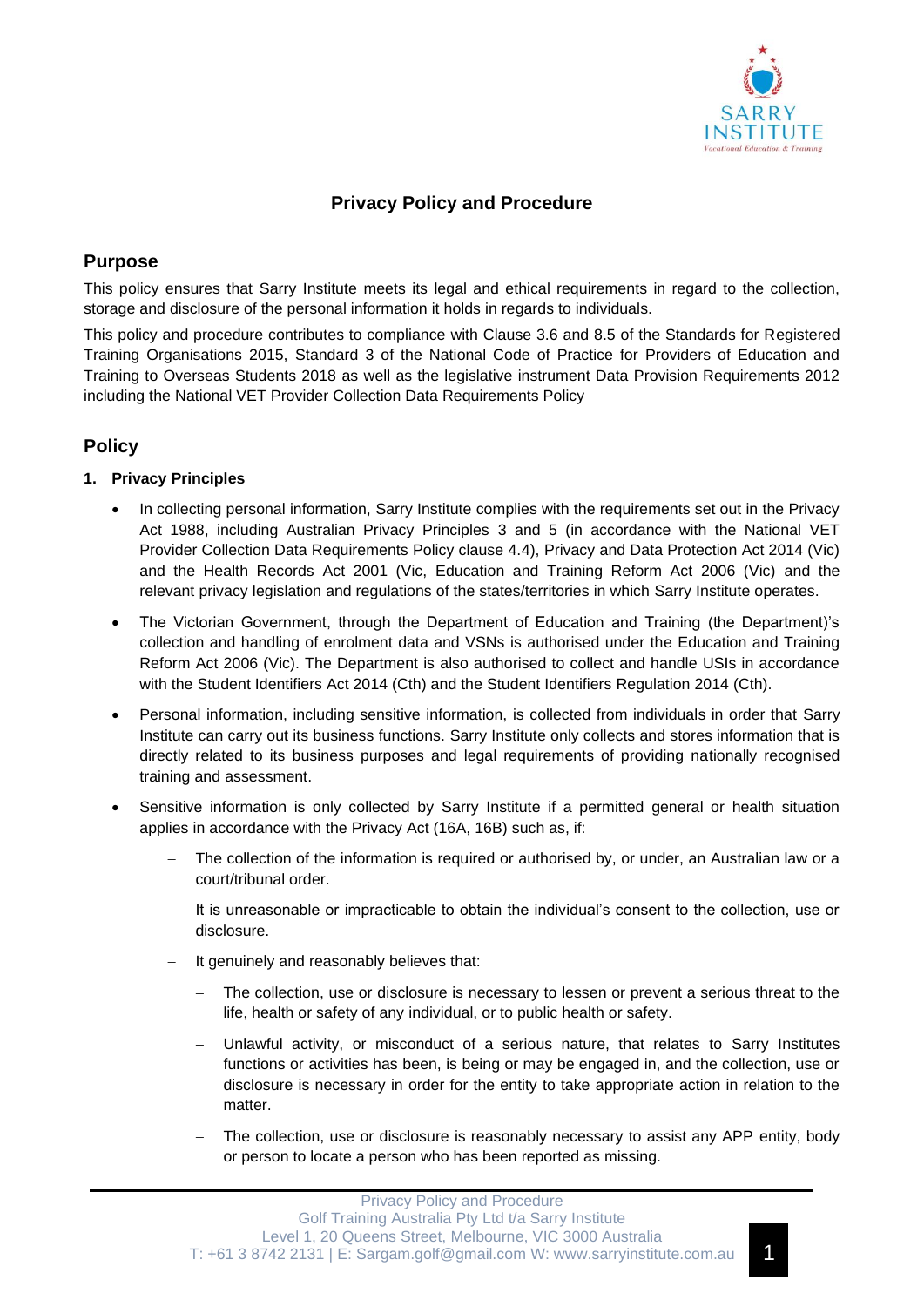# Privacy Policy and Procedure

## Purpose

This policy ensures that Sarry Institute meets its legal and ethical requirements in regard to the collection, storage and disclosure of the personal information it holds in regards to individuals.

This policy and procedure contributes to compliance with Clause 3.6 and 8.5 of the Standards for Registered Training Organisations 2015, Standard 3 of the National Code of Practice for Providers of Education and Training to Overseas Students 2018 as well as the legislative instrument Data Provision Requirements 2012 including the National VET Provider Collection Data Requirements Policy

## Policy

### 1. Privacy Principles

- In collecting personal information, Sarry Institute complies with the requirements set out in the Privacy Act 1988, including Australian Privacy Principles 3 and 5 (in accordance with the National VET Provider Collection Data Requirements Policy clause 4.4), Privacy and Data Protection Act 2014 (Vic) and the Health Records Act 2001 (Vic, Education and Training Reform Act 2006 (Vic) and the relevant privacy legislation and regulations of the states/territories in which Sarry Institute operates.
- The Victorian Government, through the Department of Education and Training (the Department)'s collection and handling of enrolment data and VSNs is authorised under the Education and Training Reform Act 2006 (Vic). The Department is also authorised to collect and handle USIs in accordance with the Student Identifiers Act 2014 (Cth) and the Student Identifiers Regulation 2014 (Cth).
- Personal information, including sensitive information, is collected from individuals in order that Sarry Institute can carry out its business functions. Sarry Institute only collects and stores information that is directly related to its business purposes and legal requirements of providing nationally recognised training and assessment.
- Sensitive information is only collected by Sarry Institute if a permitted general or health situation applies in accordance with the Privacy Act (16A, 16B) such as, if:
  - The collection of the information is required or authorised by, or under, an Australian law or a court/tribunal order.
  - It is unreasonable or impracticable to obtain the individual's consent to the collection, use or disclosure.
  - It genuinely and reasonably believes that:
    - The collection, use or disclosure is necessary to lessen or prevent a serious threat to the life, health or safety of any individual, or to public health or safety.
    - Unlawful activity, or misconduct of a serious nature, that relates to Sarry Institutes functions or activities has been, is being or may be engaged in, and the collection, use or disclosure is necessary in order for the entity to take appropriate action in relation to the matter.
    - The collection, use or disclosure is reasonably necessary to assist any APP entity, body or person to locate a person who has been reported as missing.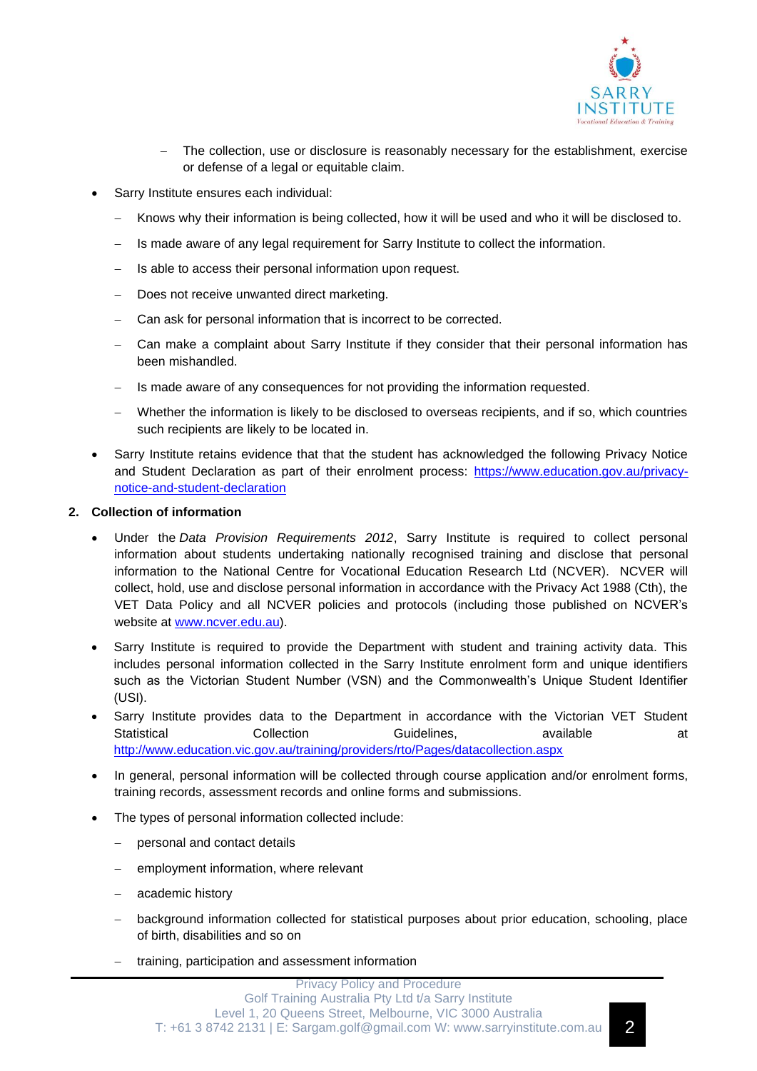- The collection, use or disclosure is reasonably necessary for the establishment, exercise or defense of a legal or equitable claim.

- Sarry Institute ensures each individual:
  - Knows why their information is being collected, how it will be used and who it will be disclosed to.
  - Is made aware of any legal requirement for Sarry Institute to collect the information.
  - Is able to access their personal information upon request.
  - Does not receive unwanted direct marketing.
  - Can ask for personal information that is incorrect to be corrected.
  - Can make a complaint about Sarry Institute if they consider that their personal information has been mishandled.
  - Is made aware of any consequences for not providing the information requested.
  - Whether the information is likely to be disclosed to overseas recipients, and if so, which countries such recipients are likely to be located in.
- Sarry Institute retains evidence that that the student has acknowledged the following Privacy Notice and Student Declaration as part of their enrolment process: https://www.education.gov.au/privacy-notice-and-student-declaration

## 2. Collection of information

- Under the *Data Provision Requirements 2012*, Sarry Institute is required to collect personal information about students undertaking nationally recognised training and disclose that personal information to the National Centre for Vocational Education Research Ltd (NCVER). NCVER will collect, hold, use and disclose personal information in accordance with the Privacy Act 1988 (Cth), the VET Data Policy and all NCVER policies and protocols (including those published on NCVER's website at www.ncver.edu.au).
- Sarry Institute is required to provide the Department with student and training activity data. This includes personal information collected in the Sarry Institute enrolment form and unique identifiers such as the Victorian Student Number (VSN) and the Commonwealth's Unique Student Identifier (USI).
- Sarry Institute provides data to the Department in accordance with the Victorian VET Student Statistical Collection Guidelines, available at http://www.education.vic.gov.au/training/providers/rto/Pages/datacollection.aspx
- In general, personal information will be collected through course application and/or enrolment forms, training records, assessment records and online forms and submissions.
- The types of personal information collected include:
  - personal and contact details
  - employment information, where relevant
  - academic history
  - background information collected for statistical purposes about prior education, schooling, place of birth, disabilities and so on
  - training, participation and assessment information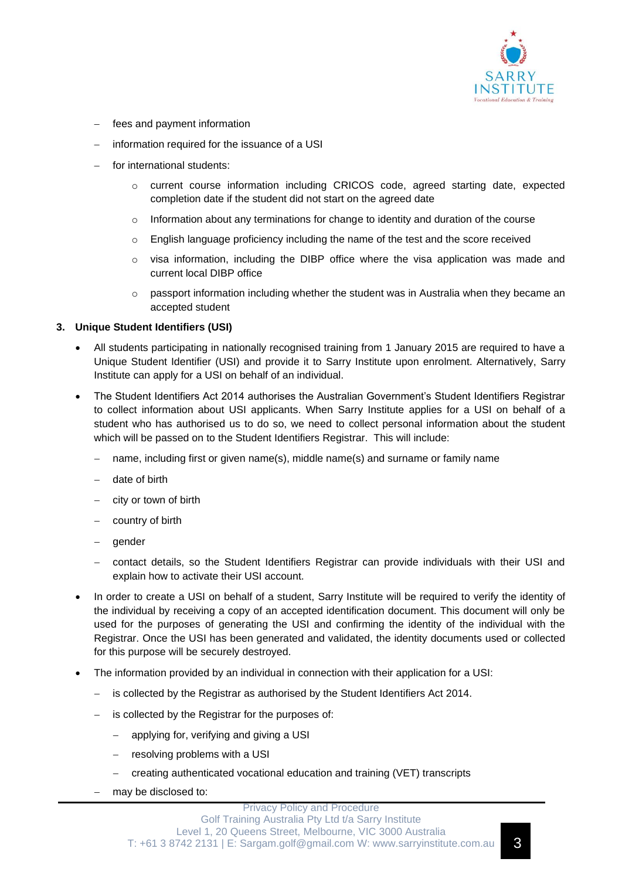- fees and payment information
- information required for the issuance of a USI
- for international students:
  - current course information including CRICOS code, agreed starting date, expected completion date if the student did not start on the agreed date
  - Information about any terminations for change to identity and duration of the course
  - English language proficiency including the name of the test and the score received
  - visa information, including the DIBP office where the visa application was made and current local DIBP office
  - passport information including whether the student was in Australia when they became an accepted student

**3. Unique Student Identifiers (USI)**

- All students participating in nationally recognised training from 1 January 2015 are required to have a Unique Student Identifier (USI) and provide it to Sarry Institute upon enrolment. Alternatively, Sarry Institute can apply for a USI on behalf of an individual.
- The Student Identifiers Act 2014 authorises the Australian Government's Student Identifiers Registrar to collect information about USI applicants. When Sarry Institute applies for a USI on behalf of a student who has authorised us to do so, we need to collect personal information about the student which will be passed on to the Student Identifiers Registrar. This will include:
  - name, including first or given name(s), middle name(s) and surname or family name
  - date of birth
  - city or town of birth
  - country of birth
  - gender
  - contact details, so the Student Identifiers Registrar can provide individuals with their USI and explain how to activate their USI account.
- In order to create a USI on behalf of a student, Sarry Institute will be required to verify the identity of the individual by receiving a copy of an accepted identification document. This document will only be used for the purposes of generating the USI and confirming the identity of the individual with the Registrar. Once the USI has been generated and validated, the identity documents used or collected for this purpose will be securely destroyed.
- The information provided by an individual in connection with their application for a USI:
  - is collected by the Registrar as authorised by the Student Identifiers Act 2014.
  - is collected by the Registrar for the purposes of:
    - applying for, verifying and giving a USI
    - resolving problems with a USI
    - creating authenticated vocational education and training (VET) transcripts
  - may be disclosed to: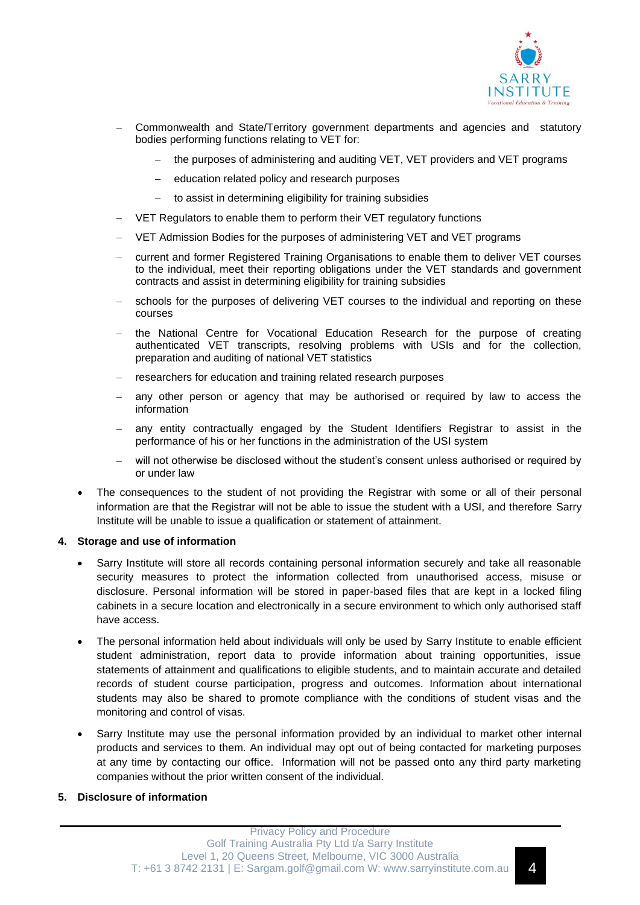- Commonwealth and State/Territory government departments and agencies and statutory bodies performing functions relating to VET for:
    - the purposes of administering and auditing VET, VET providers and VET programs
    - education related policy and research purposes
    - to assist in determining eligibility for training subsidies
- VET Regulators to enable them to perform their VET regulatory functions
- VET Admission Bodies for the purposes of administering VET and VET programs
- current and former Registered Training Organisations to enable them to deliver VET courses to the individual, meet their reporting obligations under the VET standards and government contracts and assist in determining eligibility for training subsidies
- schools for the purposes of delivering VET courses to the individual and reporting on these courses
- the National Centre for Vocational Education Research for the purpose of creating authenticated VET transcripts, resolving problems with USIs and for the collection, preparation and auditing of national VET statistics
- researchers for education and training related research purposes
- any other person or agency that may be authorised or required by law to access the information
- any entity contractually engaged by the Student Identifiers Registrar to assist in the performance of his or her functions in the administration of the USI system
- will not otherwise be disclosed without the student's consent unless authorised or required by or under law

- The consequences to the student of not providing the Registrar with some or all of their personal information are that the Registrar will not be able to issue the student with a USI, and therefore Sarry Institute will be unable to issue a qualification or statement of attainment.

**4. Storage and use of information**

- Sarry Institute will store all records containing personal information securely and take all reasonable security measures to protect the information collected from unauthorised access, misuse or disclosure. Personal information will be stored in paper-based files that are kept in a locked filing cabinets in a secure location and electronically in a secure environment to which only authorised staff have access.
- The personal information held about individuals will only be used by Sarry Institute to enable efficient student administration, report data to provide information about training opportunities, issue statements of attainment and qualifications to eligible students, and to maintain accurate and detailed records of student course participation, progress and outcomes. Information about international students may also be shared to promote compliance with the conditions of student visas and the monitoring and control of visas.
- Sarry Institute may use the personal information provided by an individual to market other internal products and services to them. An individual may opt out of being contacted for marketing purposes at any time by contacting our office. Information will not be passed onto any third party marketing companies without the prior written consent of the individual.

**5. Disclosure of information**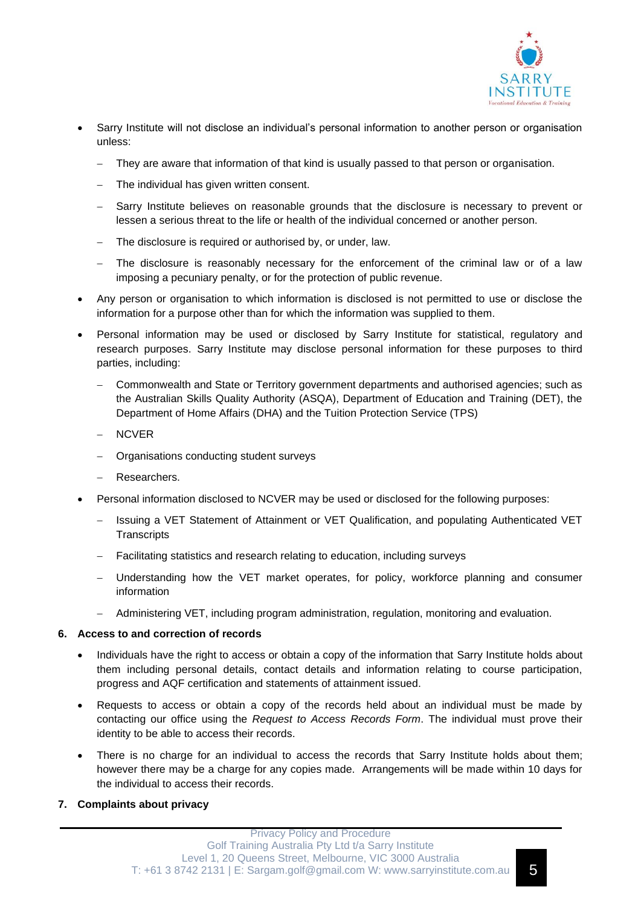- Sarry Institute will not disclose an individual's personal information to another person or organisation unless:
  - They are aware that information of that kind is usually passed to that person or organisation.
  - The individual has given written consent.
  - Sarry Institute believes on reasonable grounds that the disclosure is necessary to prevent or lessen a serious threat to the life or health of the individual concerned or another person.
  - The disclosure is required or authorised by, or under, law.
  - The disclosure is reasonably necessary for the enforcement of the criminal law or of a law imposing a pecuniary penalty, or for the protection of public revenue.
- Any person or organisation to which information is disclosed is not permitted to use or disclose the information for a purpose other than for which the information was supplied to them.
- Personal information may be used or disclosed by Sarry Institute for statistical, regulatory and research purposes. Sarry Institute may disclose personal information for these purposes to third parties, including:
  - Commonwealth and State or Territory government departments and authorised agencies; such as the Australian Skills Quality Authority (ASQA), Department of Education and Training (DET), the Department of Home Affairs (DHA) and the Tuition Protection Service (TPS)
  - NCVER
  - Organisations conducting student surveys
  - Researchers.
- Personal information disclosed to NCVER may be used or disclosed for the following purposes:
  - Issuing a VET Statement of Attainment or VET Qualification, and populating Authenticated VET Transcripts
  - Facilitating statistics and research relating to education, including surveys
  - Understanding how the VET market operates, for policy, workforce planning and consumer information
  - Administering VET, including program administration, regulation, monitoring and evaluation.

**6. Access to and correction of records**

- Individuals have the right to access or obtain a copy of the information that Sarry Institute holds about them including personal details, contact details and information relating to course participation, progress and AQF certification and statements of attainment issued.
- Requests to access or obtain a copy of the records held about an individual must be made by contacting our office using the *Request to Access Records Form*. The individual must prove their identity to be able to access their records.
- There is no charge for an individual to access the records that Sarry Institute holds about them; however there may be a charge for any copies made. Arrangements will be made within 10 days for the individual to access their records.

**7. Complaints about privacy**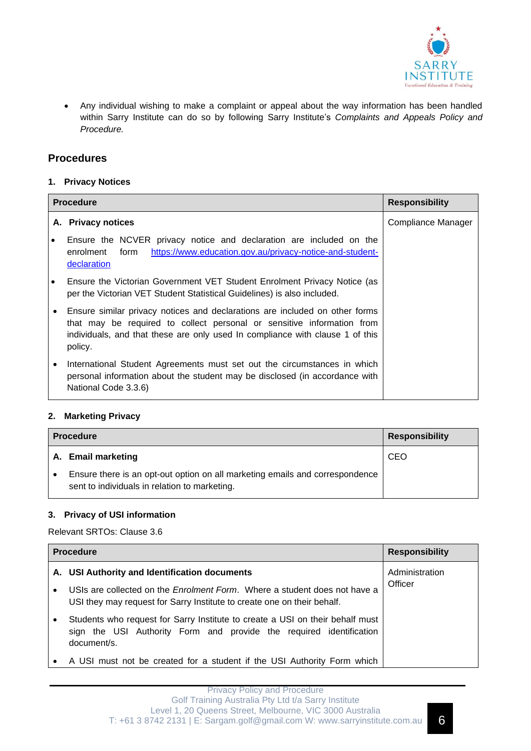- Any individual wishing to make a complaint or appeal about the way information has been handled within Sarry Institute can do so by following Sarry Institute's *Complaints and Appeals Policy and Procedure.*

## Procedures

### 1. Privacy Notices

| Procedure | Responsibility |
| --- | --- |
| **A. Privacy notices**<br>• Ensure the NCVER privacy notice and declaration are included on the enrolment form [https://www.education.gov.au/privacy-notice-and-student-declaration](https://www.education.gov.au/privacy-notice-and-student-declaration)<br>• Ensure the Victorian Government VET Student Enrolment Privacy Notice (as per the Victorian VET Student Statistical Guidelines) is also included.<br>• Ensure similar privacy notices and declarations are included on other forms that may be required to collect personal or sensitive information from individuals, and that these are only used In compliance with clause 1 of this policy.<br>• International Student Agreements must set out the circumstances in which personal information about the student may be disclosed (in accordance with National Code 3.3.6) | Compliance Manager |

### 2. Marketing Privacy

| Procedure | Responsibility |
| --- | --- |
| **A. Email marketing**<br>• Ensure there is an opt-out option on all marketing emails and correspondence sent to individuals in relation to marketing. | CEO |

### 3. Privacy of USI information

Relevant SRTOs: Clause 3.6

| Procedure | Responsibility |
| --- | --- |
| **A. USI Authority and Identification documents**<br>• USIs are collected on the *Enrolment Form*. Where a student does not have a USI they may request for Sarry Institute to create one on their behalf.<br>• Students who request for Sarry Institute to create a USI on their behalf must sign the USI Authority Form and provide the required identification document/s.<br>• A USI must not be created for a student if the USI Authority Form which | Administration Officer |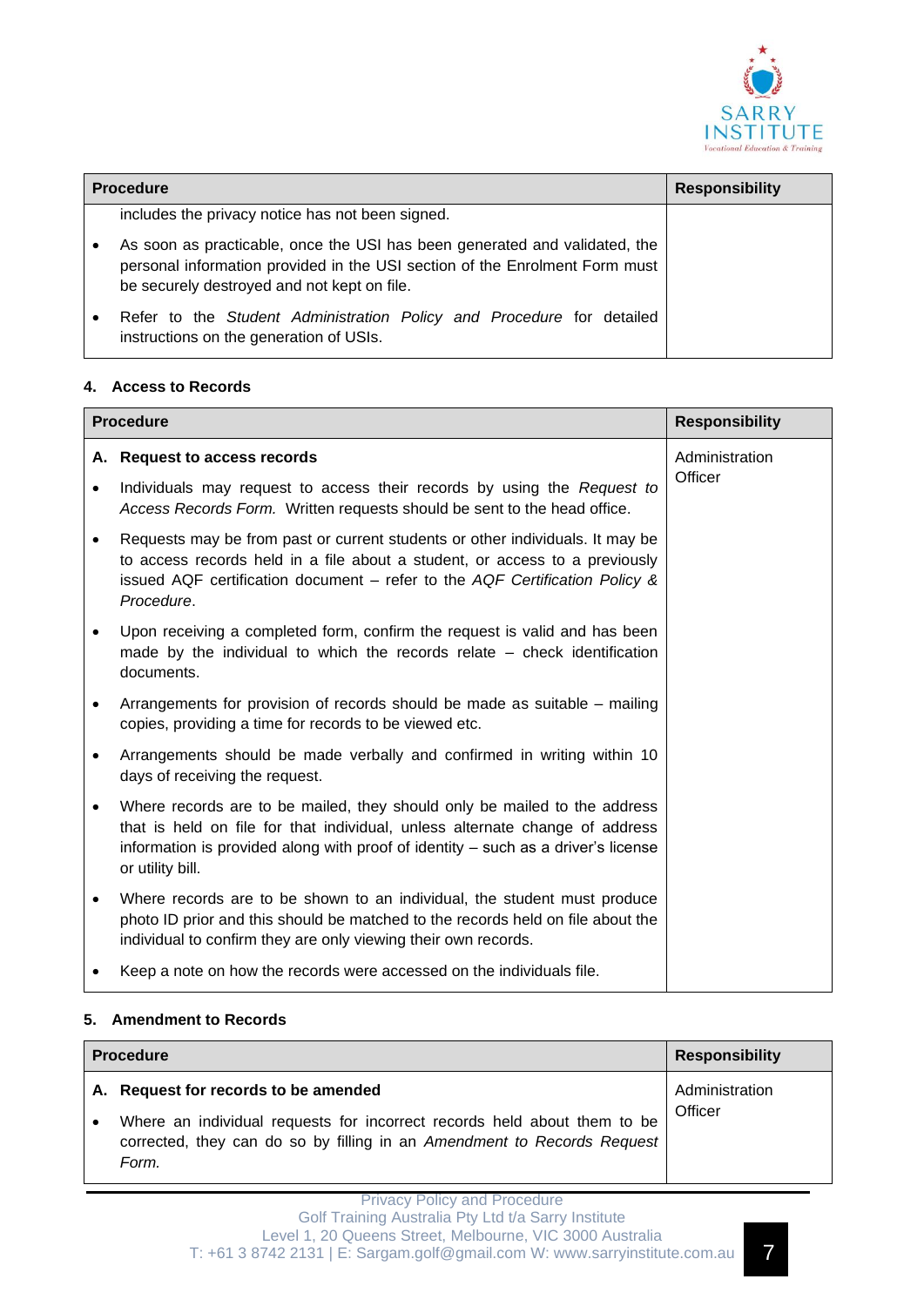| Procedure | Responsibility |
| --- | --- |
| includes the privacy notice has not been signed.<br>• As soon as practicable, once the USI has been generated and validated, the personal information provided in the USI section of the Enrolment Form must be securely destroyed and not kept on file.<br>• Refer to the *Student Administration Policy and Procedure* for detailed instructions on the generation of USIs. | |

### 4. Access to Records

| Procedure | Responsibility |
| --- | --- |
| **A. Request to access records**<br>• Individuals may request to access their records by using the *Request to Access Records Form.* Written requests should be sent to the head office.<br>• Requests may be from past or current students or other individuals. It may be to access records held in a file about a student, or access to a previously issued AQF certification document – refer to the *AQF Certification Policy & Procedure*.<br>• Upon receiving a completed form, confirm the request is valid and has been made by the individual to which the records relate – check identification documents.<br>• Arrangements for provision of records should be made as suitable – mailing copies, providing a time for records to be viewed etc.<br>• Arrangements should be made verbally and confirmed in writing within 10 days of receiving the request.<br>• Where records are to be mailed, they should only be mailed to the address that is held on file for that individual, unless alternate change of address information is provided along with proof of identity – such as a driver's license or utility bill.<br>• Where records are to be shown to an individual, the student must produce photo ID prior and this should be matched to the records held on file about the individual to confirm they are only viewing their own records.<br>• Keep a note on how the records were accessed on the individuals file. | Administration Officer |

### 5. Amendment to Records

| Procedure | Responsibility |
| --- | --- |
| **A. Request for records to be amended**<br>• Where an individual requests for incorrect records held about them to be corrected, they can do so by filling in an *Amendment to Records Request Form.* | Administration Officer |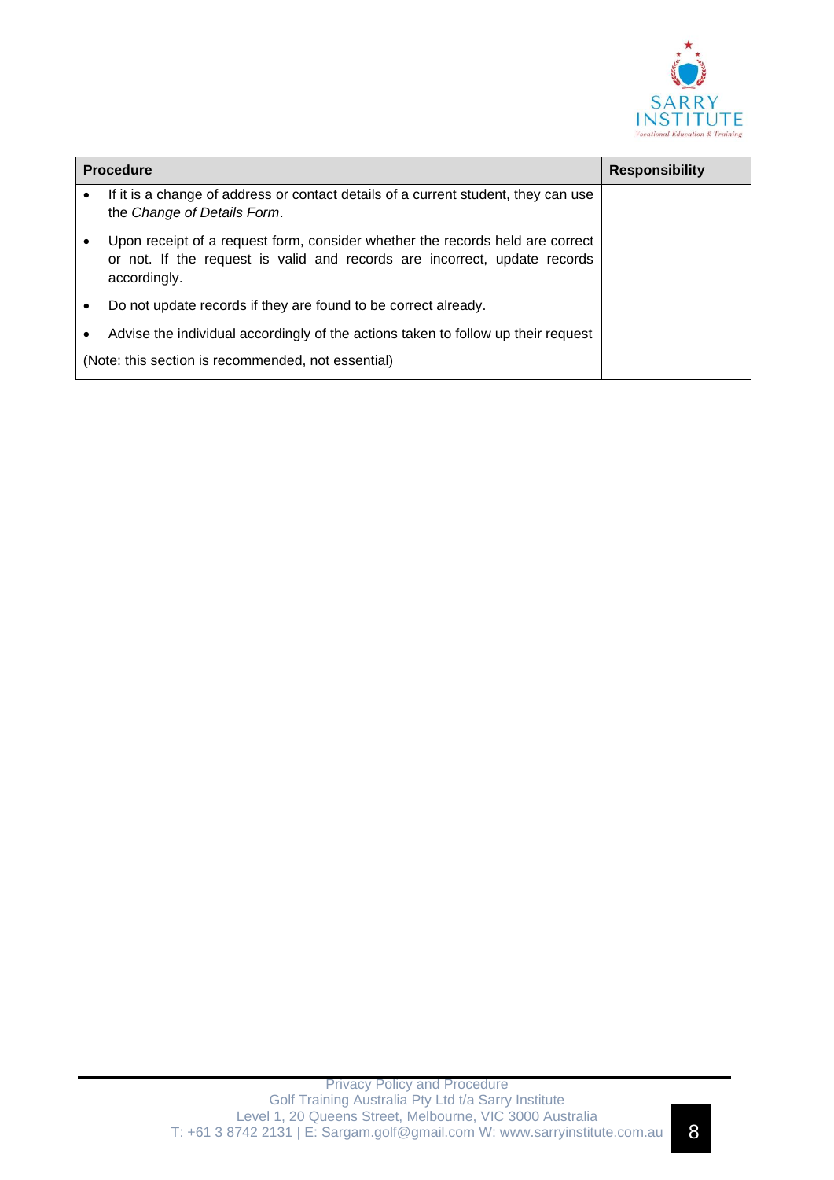| Procedure | Responsibility |
|---|---|
| • If it is a change of address or contact details of a current student, they can use the *Change of Details Form*.<br>• Upon receipt of a request form, consider whether the records held are correct or not. If the request is valid and records are incorrect, update records accordingly.<br>• Do not update records if they are found to be correct already.<br>• Advise the individual accordingly of the actions taken to follow up their request<br>(Note: this section is recommended, not essential) | |